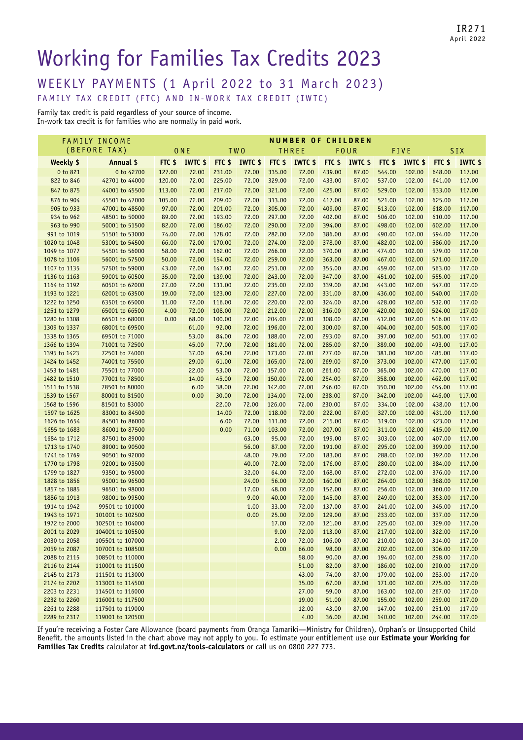IR271
April 2022

# Working for Families Tax Credits 2023

## WEEKLY PAYMENTS (1 April 2022 to 31 March 2023)

### FAMILY TAX CREDIT (FTC) AND IN-WORK TAX CREDIT (IWTC)

Family tax credit is paid regardless of your source of income.
In-work tax credit is for families who are normally in paid work.

| FAMILY INCOME (BEFORE TAX) | | NUMBER OF CHILDREN | | | | | | | | | | | |
|---|---|---|---|---|---|---|---|---|---|---|---|---|---|
| | | ONE | | TWO | | THREE | | FOUR | | FIVE | | SIX | |
| Weekly $ | Annual $ | FTC $ | IWTC $ | FTC $ | IWTC $ | FTC $ | IWTC $ | FTC $ | IWTC $ | FTC $ | IWTC $ | FTC $ | IWTC $ |
| 0 to 821 | 0 to 42700 | 127.00 | 72.00 | 231.00 | 72.00 | 335.00 | 72.00 | 439.00 | 87.00 | 544.00 | 102.00 | 648.00 | 117.00 |
| 822 to 846 | 42701 to 44000 | 120.00 | 72.00 | 225.00 | 72.00 | 329.00 | 72.00 | 433.00 | 87.00 | 537.00 | 102.00 | 641.00 | 117.00 |
| 847 to 875 | 44001 to 45500 | 113.00 | 72.00 | 217.00 | 72.00 | 321.00 | 72.00 | 425.00 | 87.00 | 529.00 | 102.00 | 633.00 | 117.00 |
| 876 to 904 | 45501 to 47000 | 105.00 | 72.00 | 209.00 | 72.00 | 313.00 | 72.00 | 417.00 | 87.00 | 521.00 | 102.00 | 625.00 | 117.00 |
| 905 to 933 | 47001 to 48500 | 97.00 | 72.00 | 201.00 | 72.00 | 305.00 | 72.00 | 409.00 | 87.00 | 513.00 | 102.00 | 618.00 | 117.00 |
| 934 to 962 | 48501 to 50000 | 89.00 | 72.00 | 193.00 | 72.00 | 297.00 | 72.00 | 402.00 | 87.00 | 506.00 | 102.00 | 610.00 | 117.00 |
| 963 to 990 | 50001 to 51500 | 82.00 | 72.00 | 186.00 | 72.00 | 290.00 | 72.00 | 394.00 | 87.00 | 498.00 | 102.00 | 602.00 | 117.00 |
| 991 to 1019 | 51501 to 53000 | 74.00 | 72.00 | 178.00 | 72.00 | 282.00 | 72.00 | 386.00 | 87.00 | 490.00 | 102.00 | 594.00 | 117.00 |
| 1020 to 1048 | 53001 to 54500 | 66.00 | 72.00 | 170.00 | 72.00 | 274.00 | 72.00 | 378.00 | 87.00 | 482.00 | 102.00 | 586.00 | 117.00 |
| 1049 to 1077 | 54501 to 56000 | 58.00 | 72.00 | 162.00 | 72.00 | 266.00 | 72.00 | 370.00 | 87.00 | 474.00 | 102.00 | 579.00 | 117.00 |
| 1078 to 1106 | 56001 to 57500 | 50.00 | 72.00 | 154.00 | 72.00 | 259.00 | 72.00 | 363.00 | 87.00 | 467.00 | 102.00 | 571.00 | 117.00 |
| 1107 to 1135 | 57501 to 59000 | 43.00 | 72.00 | 147.00 | 72.00 | 251.00 | 72.00 | 355.00 | 87.00 | 459.00 | 102.00 | 563.00 | 117.00 |
| 1136 to 1163 | 59001 to 60500 | 35.00 | 72.00 | 139.00 | 72.00 | 243.00 | 72.00 | 347.00 | 87.00 | 451.00 | 102.00 | 555.00 | 117.00 |
| 1164 to 1192 | 60501 to 62000 | 27.00 | 72.00 | 131.00 | 72.00 | 235.00 | 72.00 | 339.00 | 87.00 | 443.00 | 102.00 | 547.00 | 117.00 |
| 1193 to 1221 | 62001 to 63500 | 19.00 | 72.00 | 123.00 | 72.00 | 227.00 | 72.00 | 331.00 | 87.00 | 436.00 | 102.00 | 540.00 | 117.00 |
| 1222 to 1250 | 63501 to 65000 | 11.00 | 72.00 | 116.00 | 72.00 | 220.00 | 72.00 | 324.00 | 87.00 | 428.00 | 102.00 | 532.00 | 117.00 |
| 1251 to 1279 | 65001 to 66500 | 4.00 | 72.00 | 108.00 | 72.00 | 212.00 | 72.00 | 316.00 | 87.00 | 420.00 | 102.00 | 524.00 | 117.00 |
| 1280 to 1308 | 66501 to 68000 | 0.00 | 68.00 | 100.00 | 72.00 | 204.00 | 72.00 | 308.00 | 87.00 | 412.00 | 102.00 | 516.00 | 117.00 |
| 1309 to 1337 | 68001 to 69500 | | 61.00 | 92.00 | 72.00 | 196.00 | 72.00 | 300.00 | 87.00 | 404.00 | 102.00 | 508.00 | 117.00 |
| 1338 to 1365 | 69501 to 71000 | | 53.00 | 84.00 | 72.00 | 188.00 | 72.00 | 293.00 | 87.00 | 397.00 | 102.00 | 501.00 | 117.00 |
| 1366 to 1394 | 71001 to 72500 | | 45.00 | 77.00 | 72.00 | 181.00 | 72.00 | 285.00 | 87.00 | 389.00 | 102.00 | 493.00 | 117.00 |
| 1395 to 1423 | 72501 to 74000 | | 37.00 | 69.00 | 72.00 | 173.00 | 72.00 | 277.00 | 87.00 | 381.00 | 102.00 | 485.00 | 117.00 |
| 1424 to 1452 | 74001 to 75500 | | 29.00 | 61.00 | 72.00 | 165.00 | 72.00 | 269.00 | 87.00 | 373.00 | 102.00 | 477.00 | 117.00 |
| 1453 to 1481 | 75501 to 77000 | | 22.00 | 53.00 | 72.00 | 157.00 | 72.00 | 261.00 | 87.00 | 365.00 | 102.00 | 470.00 | 117.00 |
| 1482 to 1510 | 77001 to 78500 | | 14.00 | 45.00 | 72.00 | 150.00 | 72.00 | 254.00 | 87.00 | 358.00 | 102.00 | 462.00 | 117.00 |
| 1511 to 1538 | 78501 to 80000 | | 6.00 | 38.00 | 72.00 | 142.00 | 72.00 | 246.00 | 87.00 | 350.00 | 102.00 | 454.00 | 117.00 |
| 1539 to 1567 | 80001 to 81500 | | 0.00 | 30.00 | 72.00 | 134.00 | 72.00 | 238.00 | 87.00 | 342.00 | 102.00 | 446.00 | 117.00 |
| 1568 to 1596 | 81501 to 83000 | | | 22.00 | 72.00 | 126.00 | 72.00 | 230.00 | 87.00 | 334.00 | 102.00 | 438.00 | 117.00 |
| 1597 to 1625 | 83001 to 84500 | | | 14.00 | 72.00 | 118.00 | 72.00 | 222.00 | 87.00 | 327.00 | 102.00 | 431.00 | 117.00 |
| 1626 to 1654 | 84501 to 86000 | | | 6.00 | 72.00 | 111.00 | 72.00 | 215.00 | 87.00 | 319.00 | 102.00 | 423.00 | 117.00 |
| 1655 to 1683 | 86001 to 87500 | | | 0.00 | 71.00 | 103.00 | 72.00 | 207.00 | 87.00 | 311.00 | 102.00 | 415.00 | 117.00 |
| 1684 to 1712 | 87501 to 89000 | | | | 63.00 | 95.00 | 72.00 | 199.00 | 87.00 | 303.00 | 102.00 | 407.00 | 117.00 |
| 1713 to 1740 | 89001 to 90500 | | | | 56.00 | 87.00 | 72.00 | 191.00 | 87.00 | 295.00 | 102.00 | 399.00 | 117.00 |
| 1741 to 1769 | 90501 to 92000 | | | | 48.00 | 79.00 | 72.00 | 183.00 | 87.00 | 288.00 | 102.00 | 392.00 | 117.00 |
| 1770 to 1798 | 92001 to 93500 | | | | 40.00 | 72.00 | 72.00 | 176.00 | 87.00 | 280.00 | 102.00 | 384.00 | 117.00 |
| 1799 to 1827 | 93501 to 95000 | | | | 32.00 | 64.00 | 72.00 | 168.00 | 87.00 | 272.00 | 102.00 | 376.00 | 117.00 |
| 1828 to 1856 | 95001 to 96500 | | | | 24.00 | 56.00 | 72.00 | 160.00 | 87.00 | 264.00 | 102.00 | 368.00 | 117.00 |
| 1857 to 1885 | 96501 to 98000 | | | | 17.00 | 48.00 | 72.00 | 152.00 | 87.00 | 256.00 | 102.00 | 360.00 | 117.00 |
| 1886 to 1913 | 98001 to 99500 | | | | 9.00 | 40.00 | 72.00 | 145.00 | 87.00 | 249.00 | 102.00 | 353.00 | 117.00 |
| 1914 to 1942 | 99501 to 101000 | | | | 1.00 | 33.00 | 72.00 | 137.00 | 87.00 | 241.00 | 102.00 | 345.00 | 117.00 |
| 1943 to 1971 | 101001 to 102500 | | | | 0.00 | 25.00 | 72.00 | 129.00 | 87.00 | 233.00 | 102.00 | 337.00 | 117.00 |
| 1972 to 2000 | 102501 to 104000 | | | | | 17.00 | 72.00 | 121.00 | 87.00 | 225.00 | 102.00 | 329.00 | 117.00 |
| 2001 to 2029 | 104001 to 105500 | | | | | 9.00 | 72.00 | 113.00 | 87.00 | 217.00 | 102.00 | 322.00 | 117.00 |
| 2030 to 2058 | 105501 to 107000 | | | | | 2.00 | 72.00 | 106.00 | 87.00 | 210.00 | 102.00 | 314.00 | 117.00 |
| 2059 to 2087 | 107001 to 108500 | | | | | 0.00 | 66.00 | 98.00 | 87.00 | 202.00 | 102.00 | 306.00 | 117.00 |
| 2088 to 2115 | 108501 to 110000 | | | | | | 58.00 | 90.00 | 87.00 | 194.00 | 102.00 | 298.00 | 117.00 |
| 2116 to 2144 | 110001 to 111500 | | | | | | 51.00 | 82.00 | 87.00 | 186.00 | 102.00 | 290.00 | 117.00 |
| 2145 to 2173 | 111501 to 113000 | | | | | | 43.00 | 74.00 | 87.00 | 179.00 | 102.00 | 283.00 | 117.00 |
| 2174 to 2202 | 113001 to 114500 | | | | | | 35.00 | 67.00 | 87.00 | 171.00 | 102.00 | 275.00 | 117.00 |
| 2203 to 2231 | 114501 to 116000 | | | | | | 27.00 | 59.00 | 87.00 | 163.00 | 102.00 | 267.00 | 117.00 |
| 2232 to 2260 | 116001 to 117500 | | | | | | 19.00 | 51.00 | 87.00 | 155.00 | 102.00 | 259.00 | 117.00 |
| 2261 to 2288 | 117501 to 119000 | | | | | | 12.00 | 43.00 | 87.00 | 147.00 | 102.00 | 251.00 | 117.00 |
| 2289 to 2317 | 119001 to 120500 | | | | | | 4.00 | 36.00 | 87.00 | 140.00 | 102.00 | 244.00 | 117.00 |

If you're receiving a Foster Care Allowance (board payments from Oranga Tamariki—Ministry for Children), Orphan's or Unsupported Child Benefit, the amounts listed in the chart above may not apply to you. To estimate your entitlement use our **Estimate your Working for Families Tax Credits** calculator at **ird.govt.nz/tools-calculators** or call us on 0800 227 773.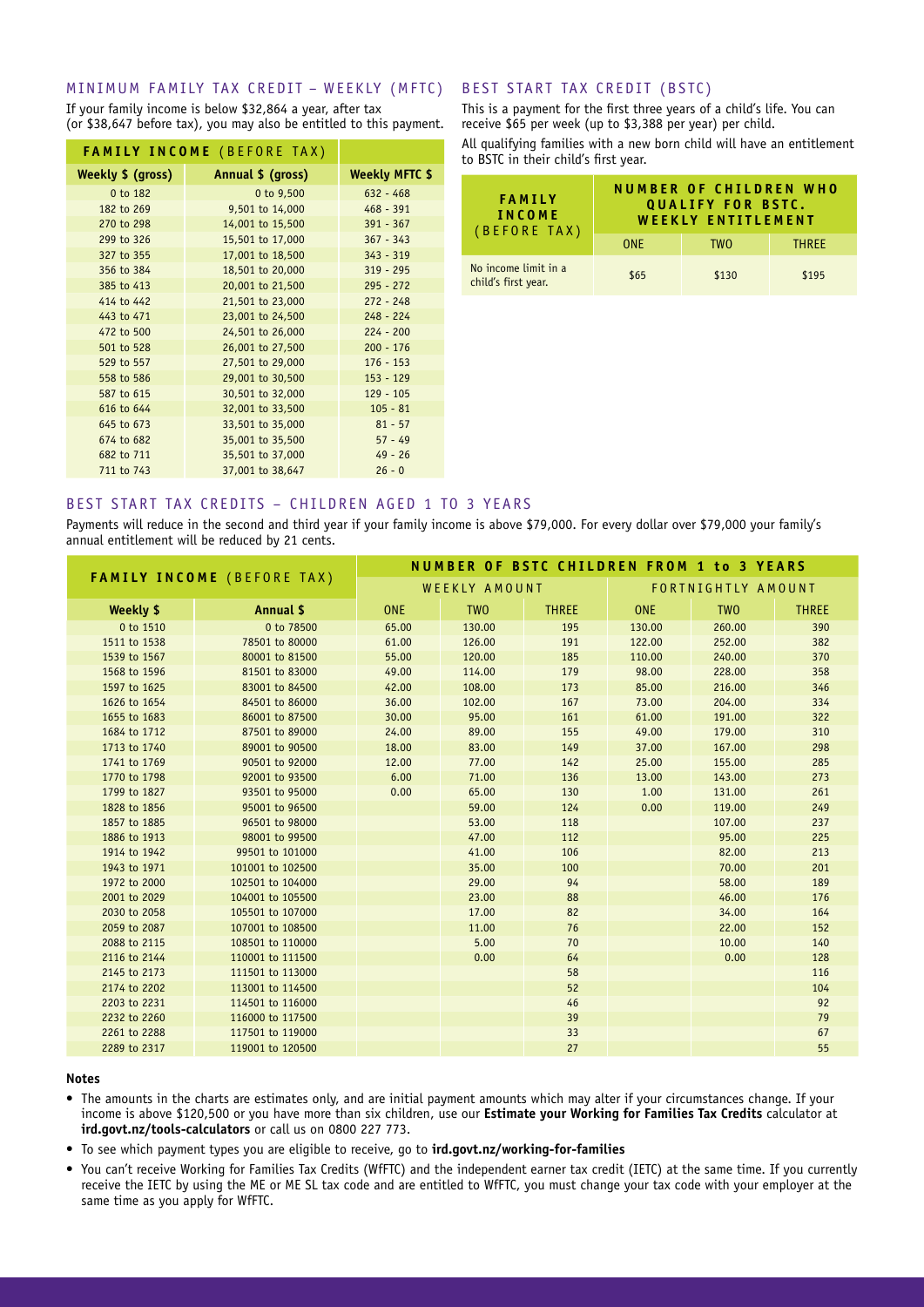## MINIMUM FAMILY TAX CREDIT – WEEKLY (MFTC)

If your family income is below $32,864 a year, after tax (or $38,647 before tax), you may also be entitled to this payment.

| FAMILY INCOME (BEFORE TAX) | | |
|---|---|---|
| **Weekly $ (gross)** | **Annual $ (gross)** | **Weekly MFTC $** |
| 0 to 182 | 0 to 9,500 | 632 - 468 |
| 182 to 269 | 9,501 to 14,000 | 468 - 391 |
| 270 to 298 | 14,001 to 15,500 | 391 - 367 |
| 299 to 326 | 15,501 to 17,000 | 367 - 343 |
| 327 to 355 | 17,001 to 18,500 | 343 - 319 |
| 356 to 384 | 18,501 to 20,000 | 319 - 295 |
| 385 to 413 | 20,001 to 21,500 | 295 - 272 |
| 414 to 442 | 21,501 to 23,000 | 272 - 248 |
| 443 to 471 | 23,001 to 24,500 | 248 - 224 |
| 472 to 500 | 24,501 to 26,000 | 224 - 200 |
| 501 to 528 | 26,001 to 27,500 | 200 - 176 |
| 529 to 557 | 27,501 to 29,000 | 176 - 153 |
| 558 to 586 | 29,001 to 30,500 | 153 - 129 |
| 587 to 615 | 30,501 to 32,000 | 129 - 105 |
| 616 to 644 | 32,001 to 33,500 | 105 - 81 |
| 645 to 673 | 33,501 to 35,000 | 81 - 57 |
| 674 to 682 | 35,001 to 35,500 | 57 - 49 |
| 682 to 711 | 35,501 to 37,000 | 49 - 26 |
| 711 to 743 | 37,001 to 38,647 | 26 - 0 |

## BEST START TAX CREDIT (BSTC)

This is a payment for the first three years of a child's life. You can receive $65 per week (up to $3,388 per year) per child.

All qualifying families with a new born child will have an entitlement to BSTC in their child's first year.

| FAMILY INCOME (BEFORE TAX) | NUMBER OF CHILDREN WHO QUALIFY FOR BSTC. WEEKLY ENTITLEMENT | | |
|---|---|---|---|
| | ONE | TWO | THREE |
| No income limit in a child's first year. | $65 | $130 | $195 |

## BEST START TAX CREDITS – CHILDREN AGED 1 TO 3 YEARS

Payments will reduce in the second and third year if your family income is above $79,000. For every dollar over $79,000 your family's annual entitlement will be reduced by 21 cents.

| FAMILY INCOME (BEFORE TAX) | | NUMBER OF BSTC CHILDREN FROM 1 to 3 YEARS | | | | | |
|---|---|---|---|---|---|---|---|
| | | WEEKLY AMOUNT | | | FORTNIGHTLY AMOUNT | | |
| **Weekly $** | **Annual $** | ONE | TWO | THREE | ONE | TWO | THREE |
| 0 to 1510 | 0 to 78500 | 65.00 | 130.00 | 195 | 130.00 | 260.00 | 390 |
| 1511 to 1538 | 78501 to 80000 | 61.00 | 126.00 | 191 | 122.00 | 252.00 | 382 |
| 1539 to 1567 | 80001 to 81500 | 55.00 | 120.00 | 185 | 110.00 | 240.00 | 370 |
| 1568 to 1596 | 81501 to 83000 | 49.00 | 114.00 | 179 | 98.00 | 228.00 | 358 |
| 1597 to 1625 | 83001 to 84500 | 42.00 | 108.00 | 173 | 85.00 | 216.00 | 346 |
| 1626 to 1654 | 84501 to 86000 | 36.00 | 102.00 | 167 | 73.00 | 204.00 | 334 |
| 1655 to 1683 | 86001 to 87500 | 30.00 | 95.00 | 161 | 61.00 | 191.00 | 322 |
| 1684 to 1712 | 87501 to 89000 | 24.00 | 89.00 | 155 | 49.00 | 179.00 | 310 |
| 1713 to 1740 | 89001 to 90500 | 18.00 | 83.00 | 149 | 37.00 | 167.00 | 298 |
| 1741 to 1769 | 90501 to 92000 | 12.00 | 77.00 | 142 | 25.00 | 155.00 | 285 |
| 1770 to 1798 | 92001 to 93500 | 6.00 | 71.00 | 136 | 13.00 | 143.00 | 273 |
| 1799 to 1827 | 93501 to 95000 | 0.00 | 65.00 | 130 | 1.00 | 131.00 | 261 |
| 1828 to 1856 | 95001 to 96500 | | 59.00 | 124 | 0.00 | 119.00 | 249 |
| 1857 to 1885 | 96501 to 98000 | | 53.00 | 118 | | 107.00 | 237 |
| 1886 to 1913 | 98001 to 99500 | | 47.00 | 112 | | 95.00 | 225 |
| 1914 to 1942 | 99501 to 101000 | | 41.00 | 106 | | 82.00 | 213 |
| 1943 to 1971 | 101001 to 102500 | | 35.00 | 100 | | 70.00 | 201 |
| 1972 to 2000 | 102501 to 104000 | | 29.00 | 94 | | 58.00 | 189 |
| 2001 to 2029 | 104001 to 105500 | | 23.00 | 88 | | 46.00 | 176 |
| 2030 to 2058 | 105501 to 107000 | | 17.00 | 82 | | 34.00 | 164 |
| 2059 to 2087 | 107001 to 108500 | | 11.00 | 76 | | 22.00 | 152 |
| 2088 to 2115 | 108501 to 110000 | | 5.00 | 70 | | 10.00 | 140 |
| 2116 to 2144 | 110001 to 111500 | | 0.00 | 64 | | 0.00 | 128 |
| 2145 to 2173 | 111501 to 113000 | | | 58 | | | 116 |
| 2174 to 2202 | 113001 to 114500 | | | 52 | | | 104 |
| 2203 to 2231 | 114501 to 116000 | | | 46 | | | 92 |
| 2232 to 2260 | 116000 to 117500 | | | 39 | | | 79 |
| 2261 to 2288 | 117501 to 119000 | | | 33 | | | 67 |
| 2289 to 2317 | 119001 to 120500 | | | 27 | | | 55 |

**Notes**

- The amounts in the charts are estimates only, and are initial payment amounts which may alter if your circumstances change. If your income is above $120,500 or you have more than six children, use our **Estimate your Working for Families Tax Credits** calculator at **ird.govt.nz/tools-calculators** or call us on 0800 227 773.
- To see which payment types you are eligible to receive, go to **ird.govt.nz/working-for-families**
- You can't receive Working for Families Tax Credits (WfFTC) and the independent earner tax credit (IETC) at the same time. If you currently receive the IETC by using the ME or ME SL tax code and are entitled to WfFTC, you must change your tax code with your employer at the same time as you apply for WfFTC.